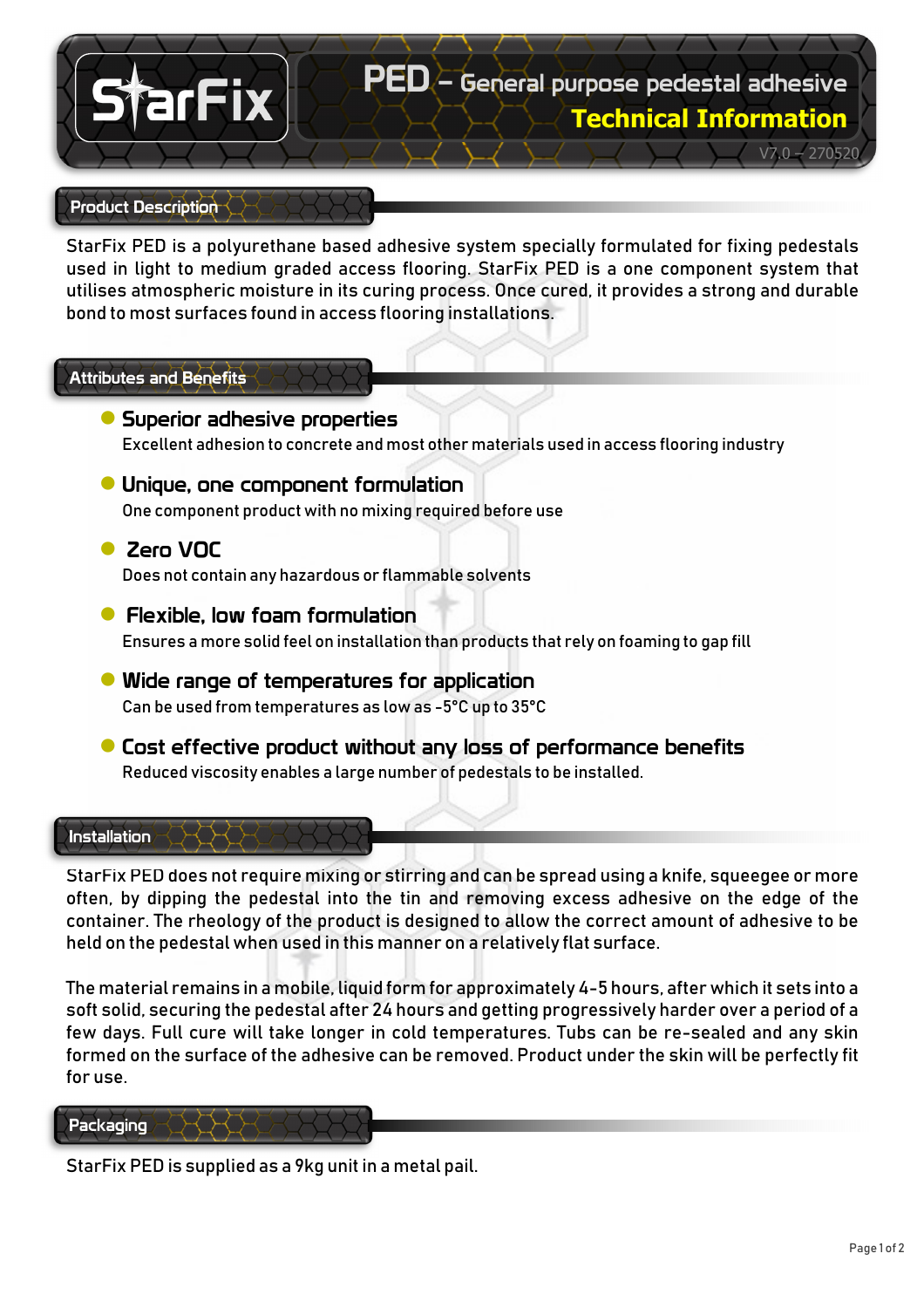# StarFix

## PED – General purpose pedestal adhesive

### Technical Information

V7.0 – 270520

## Product Description

StarFix PED is a polyurethane based adhesive system specially formulated for fixing pedestals used in light to medium graded access flooring. StarFix PED is a one component system that utilises atmospheric moisture in its curing process. Once cured, it provides a strong and durable bond to most surfaces found in access flooring installations.

## Attributes and Benefits

- **Superior adhesive properties**
  Excellent adhesion to concrete and most other materials used in access flooring industry
- **Unique, one component formulation**
  One component product with no mixing required before use
- **Zero VOC**
  Does not contain any hazardous or flammable solvents
- **Flexible, low foam formulation**
  Ensures a more solid feel on installation than products that rely on foaming to gap fill
- **Wide range of temperatures for application**
  Can be used from temperatures as low as -5°C up to 35°C
- **Cost effective product without any loss of performance benefits**
  Reduced viscosity enables a large number of pedestals to be installed.

## Installation

StarFix PED does not require mixing or stirring and can be spread using a knife, squeegee or more often, by dipping the pedestal into the tin and removing excess adhesive on the edge of the container. The rheology of the product is designed to allow the correct amount of adhesive to be held on the pedestal when used in this manner on a relatively flat surface.

The material remains in a mobile, liquid form for approximately 4-5 hours, after which it sets into a soft solid, securing the pedestal after 24 hours and getting progressively harder over a period of a few days. Full cure will take longer in cold temperatures. Tubs can be re-sealed and any skin formed on the surface of the adhesive can be removed. Product under the skin will be perfectly fit for use.

## Packaging

StarFix PED is supplied as a 9kg unit in a metal pail.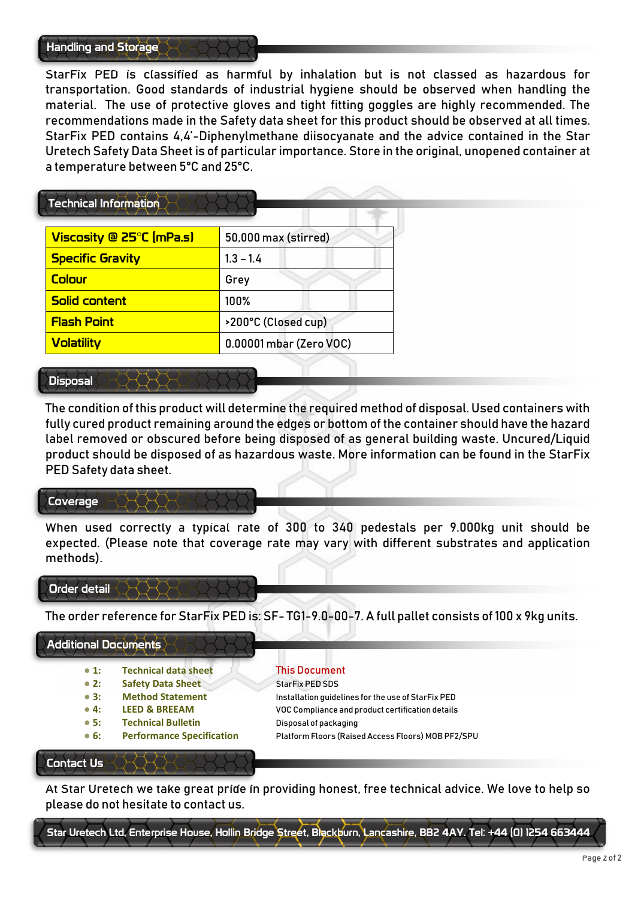## Handling and Storage

StarFix PED is classified as harmful by inhalation but is not classed as hazardous for transportation. Good standards of industrial hygiene should be observed when handling the material. The use of protective gloves and tight fitting goggles are highly recommended. The recommendations made in the Safety data sheet for this product should be observed at all times. StarFix PED contains 4,4'-Diphenylmethane diisocyanate and the advice contained in the Star Uretech Safety Data Sheet is of particular importance. Store in the original, unopened container at a temperature between 5°C and 25°C.

## Technical Information

| | |
|---|---|
| **Viscosity @ 25°C (mPa.s)** | 50,000 max (stirred) |
| **Specific Gravity** | 1.3 – 1.4 |
| **Colour** | Grey |
| **Solid content** | 100% |
| **Flash Point** | >200°C (Closed cup) |
| **Volatility** | 0.00001 mbar (Zero VOC) |

## Disposal

The condition of this product will determine the required method of disposal. Used containers with fully cured product remaining around the edges or bottom of the container should have the hazard label removed or obscured before being disposed of as general building waste. Uncured/Liquid product should be disposed of as hazardous waste. More information can be found in the StarFix PED Safety data sheet.

## Coverage

When used correctly a typical rate of 300 to 340 pedestals per 9.000kg unit should be expected. (Please note that coverage rate may vary with different substrates and application methods).

## Order detail

The order reference for StarFix PED is: SF- TG1-9.0-00-7. A full pallet consists of 100 x 9kg units.

## Additional Documents

- **1:** **Technical data sheet** — This Document
- **2:** **Safety Data Sheet** — StarFix PED SDS
- **3:** **Method Statement** — Installation guidelines for the use of StarFix PED
- **4:** **LEED & BREEAM** — VOC Compliance and product certification details
- **5:** **Technical Bulletin** — Disposal of packaging
- **6:** **Performance Specification** — Platform Floors (Raised Access Floors) MOB PF2/SPU

## Contact Us

At Star Uretech we take great pride in providing honest, free technical advice. We love to help so please do not hesitate to contact us.

**Star Uretech Ltd, Enterprise House, Hollin Bridge Street, Blackburn, Lancashire, BB2 4AY. Tel: +44 (0) 1254 663444**